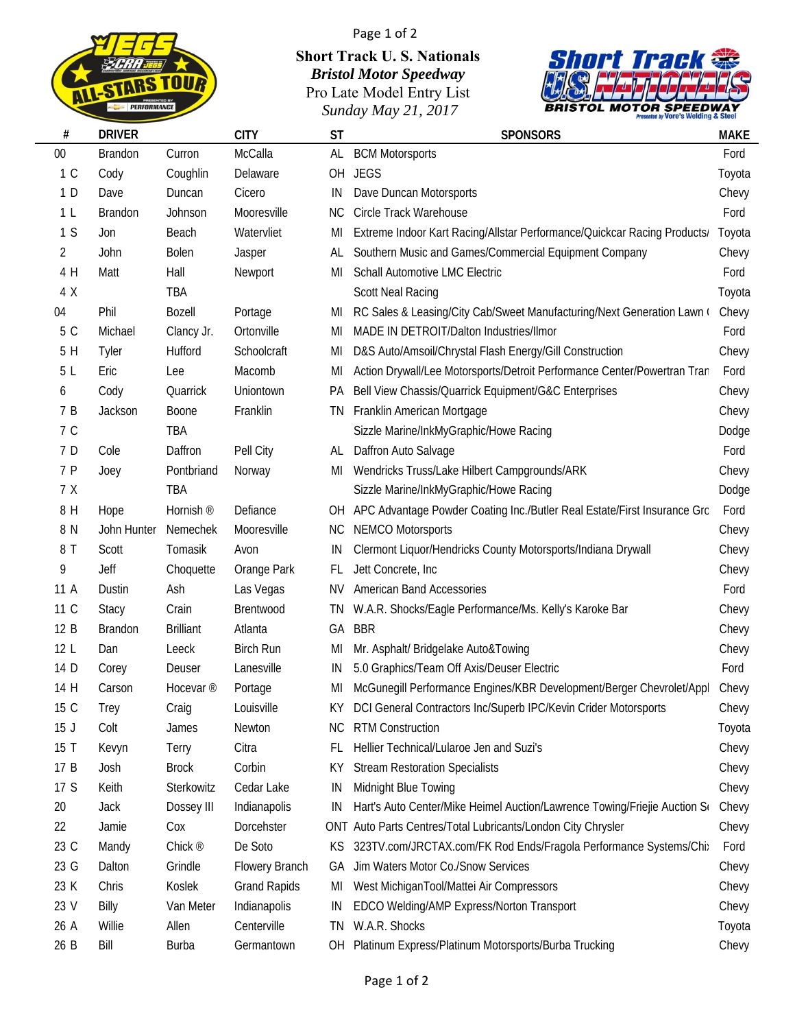**Short Track U. S. Nationals**

***Bristol Motor Speedway***

Pro Late Model Entry List

*Sunday May 21, 2017*

| # | DRIVER | | CITY | ST | SPONSORS | MAKE |
|---|---|---|---|---|---|---|
| 00 | Brandon | Curron | McCalla | AL | BCM Motorsports | Ford |
| 1 C | Cody | Coughlin | Delaware | OH | JEGS | Toyota |
| 1 D | Dave | Duncan | Cicero | IN | Dave Duncan Motorsports | Chevy |
| 1 L | Brandon | Johnson | Mooresville | NC | Circle Track Warehouse | Ford |
| 1 S | Jon | Beach | Watervliet | MI | Extreme Indoor Kart Racing/Allstar Performance/Quickcar Racing Products/ | Toyota |
| 2 | John | Bolen | Jasper | AL | Southern Music and Games/Commercial Equipment Company | Chevy |
| 4 H | Matt | Hall | Newport | MI | Schall Automotive LMC Electric | Ford |
| 4 X | | TBA | | | Scott Neal Racing | Toyota |
| 04 | Phil | Bozell | Portage | MI | RC Sales & Leasing/City Cab/Sweet Manufacturing/Next Generation Lawn ( | Chevy |
| 5 C | Michael | Clancy Jr. | Ortonville | MI | MADE IN DETROIT/Dalton Industries/Ilmor | Ford |
| 5 H | Tyler | Hufford | Schoolcraft | MI | D&S Auto/Amsoil/Chrystal Flash Energy/Gill Construction | Chevy |
| 5 L | Eric | Lee | Macomb | MI | Action Drywall/Lee Motorsports/Detroit Performance Center/Powertran Tran | Ford |
| 6 | Cody | Quarrick | Uniontown | PA | Bell View Chassis/Quarrick Equipment/G&C Enterprises | Chevy |
| 7 B | Jackson | Boone | Franklin | TN | Franklin American Mortgage | Chevy |
| 7 C | | TBA | | | Sizzle Marine/InkMyGraphic/Howe Racing | Dodge |
| 7 D | Cole | Daffron | Pell City | AL | Daffron Auto Salvage | Ford |
| 7 P | Joey | Pontbriand | Norway | MI | Wendricks Truss/Lake Hilbert Campgrounds/ARK | Chevy |
| 7 X | | TBA | | | Sizzle Marine/InkMyGraphic/Howe Racing | Dodge |
| 8 H | Hope | Hornish ® | Defiance | OH | APC Advantage Powder Coating Inc./Butler Real Estate/First Insurance Grc | Ford |
| 8 N | John Hunter | Nemechek | Mooresville | NC | NEMCO Motorsports | Chevy |
| 8 T | Scott | Tomasik | Avon | IN | Clermont Liquor/Hendricks County Motorsports/Indiana Drywall | Chevy |
| 9 | Jeff | Choquette | Orange Park | FL | Jett Concrete, Inc | Chevy |
| 11 A | Dustin | Ash | Las Vegas | NV | American Band Accessories | Ford |
| 11 C | Stacy | Crain | Brentwood | TN | W.A.R. Shocks/Eagle Performance/Ms. Kelly's Karoke Bar | Chevy |
| 12 B | Brandon | Brilliant | Atlanta | GA | BBR | Chevy |
| 12 L | Dan | Leeck | Birch Run | MI | Mr. Asphalt/ Bridgelake Auto&Towing | Chevy |
| 14 D | Corey | Deuser | Lanesville | IN | 5.0 Graphics/Team Off Axis/Deuser Electric | Ford |
| 14 H | Carson | Hocevar ® | Portage | MI | McGunegill Performance Engines/KBR Development/Berger Chevrolet/Appl | Chevy |
| 15 C | Trey | Craig | Louisville | KY | DCI General Contractors Inc/Superb IPC/Kevin Crider Motorsports | Chevy |
| 15 J | Colt | James | Newton | NC | RTM Construction | Toyota |
| 15 T | Kevyn | Terry | Citra | FL | Hellier Technical/Lularoe Jen and Suzi's | Chevy |
| 17 B | Josh | Brock | Corbin | KY | Stream Restoration Specialists | Chevy |
| 17 S | Keith | Sterkowitz | Cedar Lake | IN | Midnight Blue Towing | Chevy |
| 20 | Jack | Dossey III | Indianapolis | IN | Hart's Auto Center/Mike Heimel Auction/Lawrence Towing/Friejie Auction S( | Chevy |
| 22 | Jamie | Cox | Dorcehster | ONT | Auto Parts Centres/Total Lubricants/London City Chrysler | Chevy |
| 23 C | Mandy | Chick ® | De Soto | KS | 323TV.com/JRCTAX.com/FK Rod Ends/Fragola Performance Systems/Chi: | Ford |
| 23 G | Dalton | Grindle | Flowery Branch | GA | Jim Waters Motor Co./Snow Services | Chevy |
| 23 K | Chris | Koslek | Grand Rapids | MI | West MichiganTool/Mattei Air Compressors | Chevy |
| 23 V | Billy | Van Meter | Indianapolis | IN | EDCO Welding/AMP Express/Norton Transport | Chevy |
| 26 A | Willie | Allen | Centerville | TN | W.A.R. Shocks | Toyota |
| 26 B | Bill | Burba | Germantown | OH | Platinum Express/Platinum Motorsports/Burba Trucking | Chevy |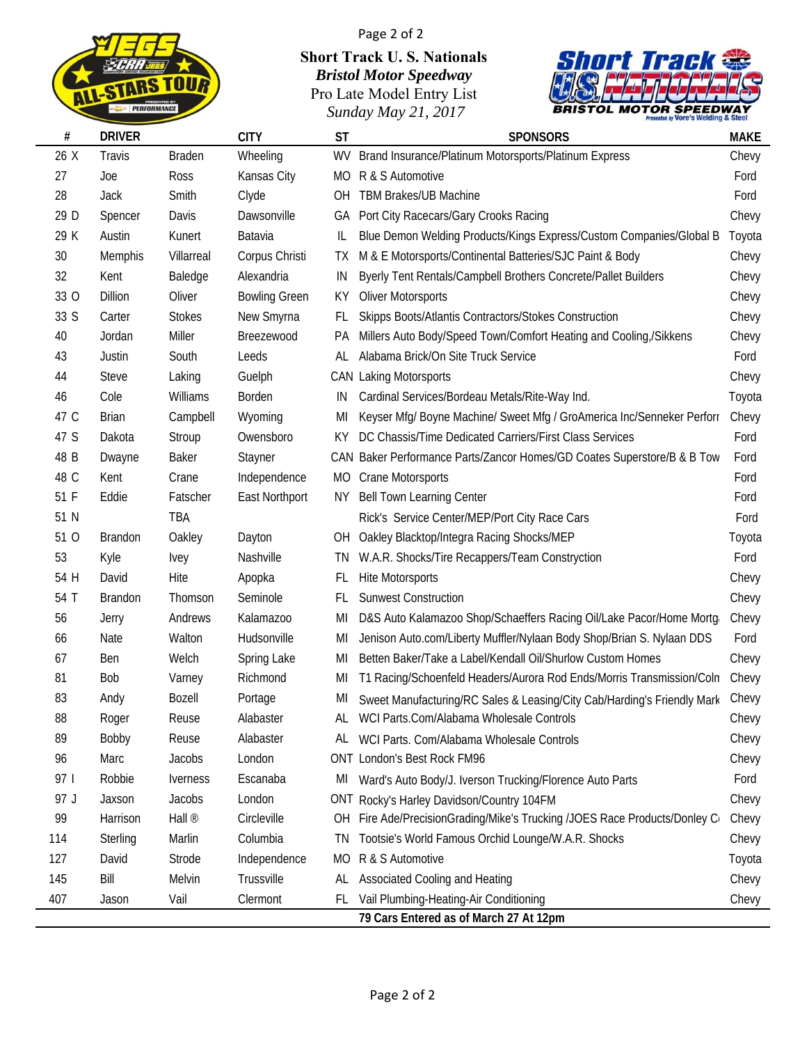**Short Track U. S. Nationals**

***Bristol Motor Speedway***

Pro Late Model Entry List

*Sunday May 21, 2017*

| # | DRIVER | | CITY | ST | SPONSORS | MAKE |
|---|---|---|---|---|---|---|
| 26 X | Travis | Braden | Wheeling | WV | Brand Insurance/Platinum Motorsports/Platinum Express | Chevy |
| 27 | Joe | Ross | Kansas City | MO | R & S Automotive | Ford |
| 28 | Jack | Smith | Clyde | OH | TBM Brakes/UB Machine | Ford |
| 29 D | Spencer | Davis | Dawsonville | GA | Port City Racecars/Gary Crooks Racing | Chevy |
| 29 K | Austin | Kunert | Batavia | IL | Blue Demon Welding Products/Kings Express/Custom Companies/Global B | Toyota |
| 30 | Memphis | Villarreal | Corpus Christi | TX | M & E Motorsports/Continental Batteries/SJC Paint & Body | Chevy |
| 32 | Kent | Baledge | Alexandria | IN | Byerly Tent Rentals/Campbell Brothers Concrete/Pallet Builders | Chevy |
| 33 O | Dillion | Oliver | Bowling Green | KY | Oliver Motorsports | Chevy |
| 33 S | Carter | Stokes | New Smyrna | FL | Skipps Boots/Atlantis Contractors/Stokes Construction | Chevy |
| 40 | Jordan | Miller | Breezewood | PA | Millers Auto Body/Speed Town/Comfort Heating and Cooling,/Sikkens | Chevy |
| 43 | Justin | South | Leeds | AL | Alabama Brick/On Site Truck Service | Ford |
| 44 | Steve | Laking | Guelph | CAN | Laking Motorsports | Chevy |
| 46 | Cole | Williams | Borden | IN | Cardinal Services/Bordeau Metals/Rite-Way Ind. | Toyota |
| 47 C | Brian | Campbell | Wyoming | MI | Keyser Mfg/ Boyne Machine/ Sweet Mfg / GroAmerica Inc/Senneker Perforr | Chevy |
| 47 S | Dakota | Stroup | Owensboro | KY | DC Chassis/Time Dedicated Carriers/First Class Services | Ford |
| 48 B | Dwayne | Baker | Stayner | CAN | Baker Performance Parts/Zancor Homes/GD Coates Superstore/B & B Tow | Ford |
| 48 C | Kent | Crane | Independence | MO | Crane Motorsports | Ford |
| 51 F | Eddie | Fatscher | East Northport | NY | Bell Town Learning Center | Ford |
| 51 N | | TBA | | | Rick's Service Center/MEP/Port City Race Cars | Ford |
| 51 O | Brandon | Oakley | Dayton | OH | Oakley Blacktop/Integra Racing Shocks/MEP | Toyota |
| 53 | Kyle | Ivey | Nashville | TN | W.A.R. Shocks/Tire Recappers/Team Constryction | Ford |
| 54 H | David | Hite | Apopka | FL | Hite Motorsports | Chevy |
| 54 T | Brandon | Thomson | Seminole | FL | Sunwest Construction | Chevy |
| 56 | Jerry | Andrews | Kalamazoo | MI | D&S Auto Kalamazoo Shop/Schaeffers Racing Oil/Lake Pacor/Home Mortg | Chevy |
| 66 | Nate | Walton | Hudsonville | MI | Jenison Auto.com/Liberty Muffler/Nylaan Body Shop/Brian S. Nylaan DDS | Ford |
| 67 | Ben | Welch | Spring Lake | MI | Betten Baker/Take a Label/Kendall Oil/Shurlow Custom Homes | Chevy |
| 81 | Bob | Varney | Richmond | MI | T1 Racing/Schoenfeld Headers/Aurora Rod Ends/Morris Transmission/Coln | Chevy |
| 83 | Andy | Bozell | Portage | MI | Sweet Manufacturing/RC Sales & Leasing/City Cab/Harding's Friendly Mark | Chevy |
| 88 | Roger | Reuse | Alabaster | AL | WCI Parts.Com/Alabama Wholesale Controls | Chevy |
| 89 | Bobby | Reuse | Alabaster | AL | WCI Parts. Com/Alabama Wholesale Controls | Chevy |
| 96 | Marc | Jacobs | London | ONT | London's Best Rock FM96 | Chevy |
| 97 I | Robbie | Iverness | Escanaba | MI | Ward's Auto Body/J. Iverson Trucking/Florence Auto Parts | Ford |
| 97 J | Jaxson | Jacobs | London | ONT | Rocky's Harley Davidson/Country 104FM | Chevy |
| 99 | Harrison | Hall ® | Circleville | OH | Fire Ade/PrecisionGrading/Mike's Trucking /JOES Race Products/Donley C | Chevy |
| 114 | Sterling | Marlin | Columbia | TN | Tootsie's World Famous Orchid Lounge/W.A.R. Shocks | Chevy |
| 127 | David | Strode | Independence | MO | R & S Automotive | Toyota |
| 145 | Bill | Melvin | Trussville | AL | Associated Cooling and Heating | Chevy |
| 407 | Jason | Vail | Clermont | FL | Vail Plumbing-Heating-Air Conditioning | Chevy |
| | | | | | **79 Cars Entered as of March 27 At 12pm** | |